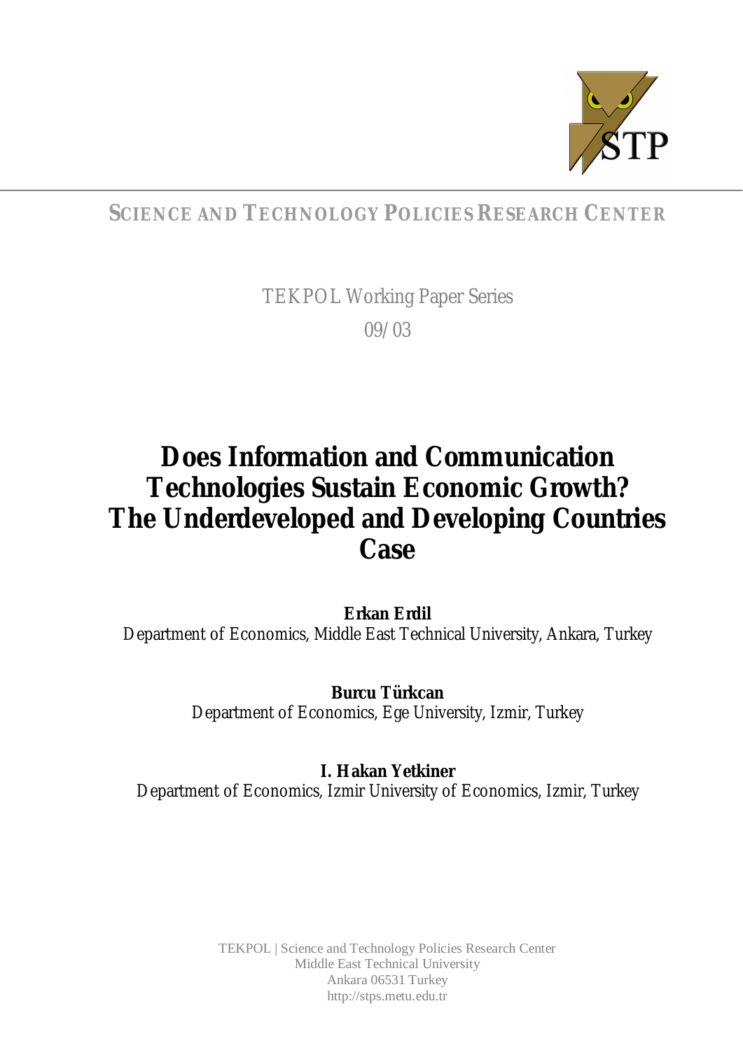**SCIENCE AND TECHNOLOGY POLICIES RESEARCH CENTER**

TEKPOL Working Paper Series

09/03

# Does Information and Communication Technologies Sustain Economic Growth? The Underdeveloped and Developing Countries Case

**Erkan Erdil**

Department of Economics, Middle East Technical University, Ankara, Turkey

**Burcu Türkcan**

Department of Economics, Ege University, Izmir, Turkey

**I. Hakan Yetkiner**

Department of Economics, Izmir University of Economics, Izmir, Turkey

TEKPOL | Science and Technology Policies Research Center
Middle East Technical University
Ankara 06531 Turkey
http://stps.metu.edu.tr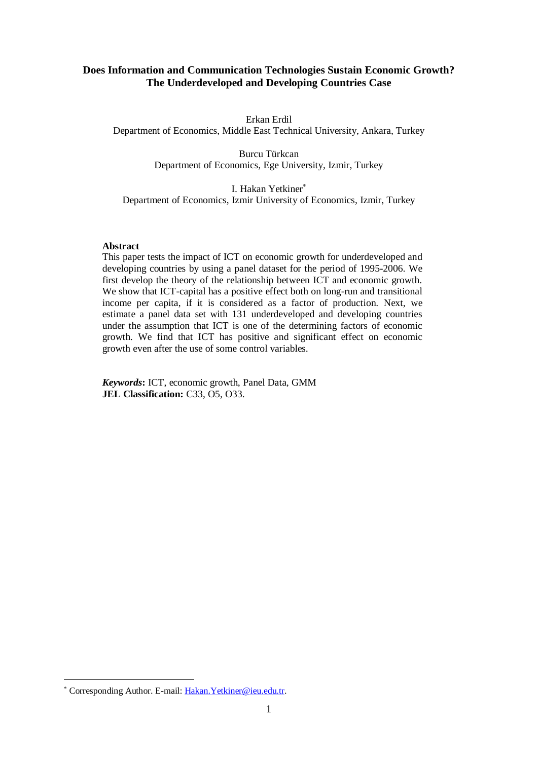**Does Information and Communication Technologies Sustain Economic Growth? The Underdeveloped and Developing Countries Case**

Erkan Erdil
Department of Economics, Middle East Technical University, Ankara, Turkey

Burcu Türkcan
Department of Economics, Ege University, Izmir, Turkey

I. Hakan Yetkiner[*]
Department of Economics, Izmir University of Economics, Izmir, Turkey

**Abstract**

This paper tests the impact of ICT on economic growth for underdeveloped and developing countries by using a panel dataset for the period of 1995-2006. We first develop the theory of the relationship between ICT and economic growth. We show that ICT-capital has a positive effect both on long-run and transitional income per capita, if it is considered as a factor of production. Next, we estimate a panel data set with 131 underdeveloped and developing countries under the assumption that ICT is one of the determining factors of economic growth. We find that ICT has positive and significant effect on economic growth even after the use of some control variables.

***Keywords*:** ICT, economic growth, Panel Data, GMM
**JEL Classification:** C33, O5, O33.

[*] Corresponding Author. E-mail: Hakan.Yetkiner@ieu.edu.tr.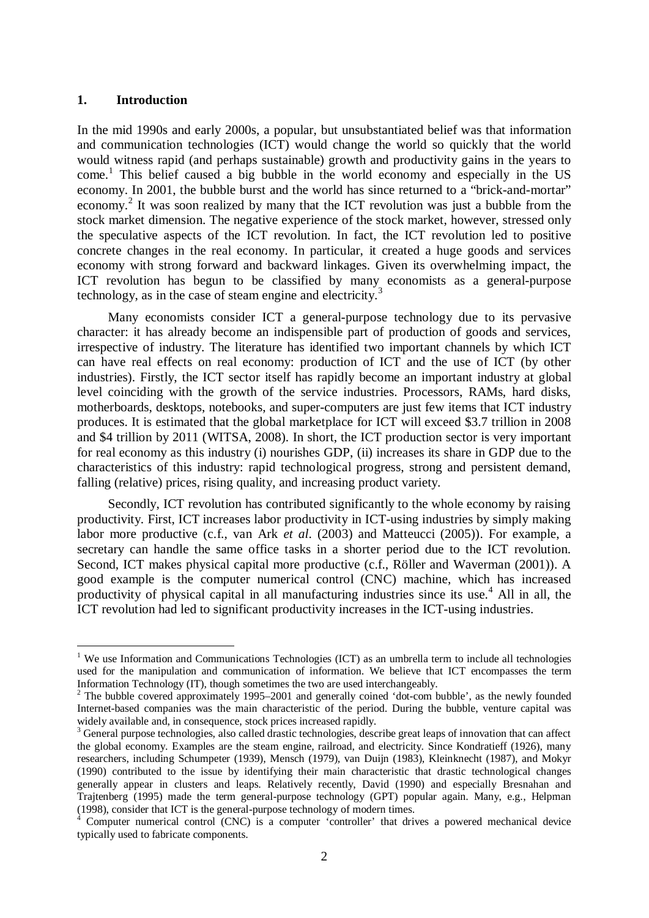## 1. Introduction

In the mid 1990s and early 2000s, a popular, but unsubstantiated belief was that information and communication technologies (ICT) would change the world so quickly that the world would witness rapid (and perhaps sustainable) growth and productivity gains in the years to come.[1] This belief caused a big bubble in the world economy and especially in the US economy. In 2001, the bubble burst and the world has since returned to a "brick-and-mortar" economy.[2] It was soon realized by many that the ICT revolution was just a bubble from the stock market dimension. The negative experience of the stock market, however, stressed only the speculative aspects of the ICT revolution. In fact, the ICT revolution led to positive concrete changes in the real economy. In particular, it created a huge goods and services economy with strong forward and backward linkages. Given its overwhelming impact, the ICT revolution has begun to be classified by many economists as a general-purpose technology, as in the case of steam engine and electricity.[3]

Many economists consider ICT a general-purpose technology due to its pervasive character: it has already become an indispensible part of production of goods and services, irrespective of industry. The literature has identified two important channels by which ICT can have real effects on real economy: production of ICT and the use of ICT (by other industries). Firstly, the ICT sector itself has rapidly become an important industry at global level coinciding with the growth of the service industries. Processors, RAMs, hard disks, motherboards, desktops, notebooks, and super-computers are just few items that ICT industry produces. It is estimated that the global marketplace for ICT will exceed \$3.7 trillion in 2008 and \$4 trillion by 2011 (WITSA, 2008). In short, the ICT production sector is very important for real economy as this industry (i) nourishes GDP, (ii) increases its share in GDP due to the characteristics of this industry: rapid technological progress, strong and persistent demand, falling (relative) prices, rising quality, and increasing product variety.

Secondly, ICT revolution has contributed significantly to the whole economy by raising productivity. First, ICT increases labor productivity in ICT-using industries by simply making labor more productive (c.f., van Ark *et al*. (2003) and Matteucci (2005)). For example, a secretary can handle the same office tasks in a shorter period due to the ICT revolution. Second, ICT makes physical capital more productive (c.f., Röller and Waverman (2001)). A good example is the computer numerical control (CNC) machine, which has increased productivity of physical capital in all manufacturing industries since its use.[4] All in all, the ICT revolution had led to significant productivity increases in the ICT-using industries.

---

[1] We use Information and Communications Technologies (ICT) as an umbrella term to include all technologies used for the manipulation and communication of information. We believe that ICT encompasses the term Information Technology (IT), though sometimes the two are used interchangeably.

[2] The bubble covered approximately 1995–2001 and generally coined 'dot-com bubble', as the newly founded Internet-based companies was the main characteristic of the period. During the bubble, venture capital was widely available and, in consequence, stock prices increased rapidly.

[3] General purpose technologies, also called drastic technologies, describe great leaps of innovation that can affect the global economy. Examples are the steam engine, railroad, and electricity. Since Kondratieff (1926), many researchers, including Schumpeter (1939), Mensch (1979), van Duijn (1983), Kleinknecht (1987), and Mokyr (1990) contributed to the issue by identifying their main characteristic that drastic technological changes generally appear in clusters and leaps. Relatively recently, David (1990) and especially Bresnahan and Trajtenberg (1995) made the term general-purpose technology (GPT) popular again. Many, e.g., Helpman (1998), consider that ICT is the general-purpose technology of modern times.

[4] Computer numerical control (CNC) is a computer 'controller' that drives a powered mechanical device typically used to fabricate components.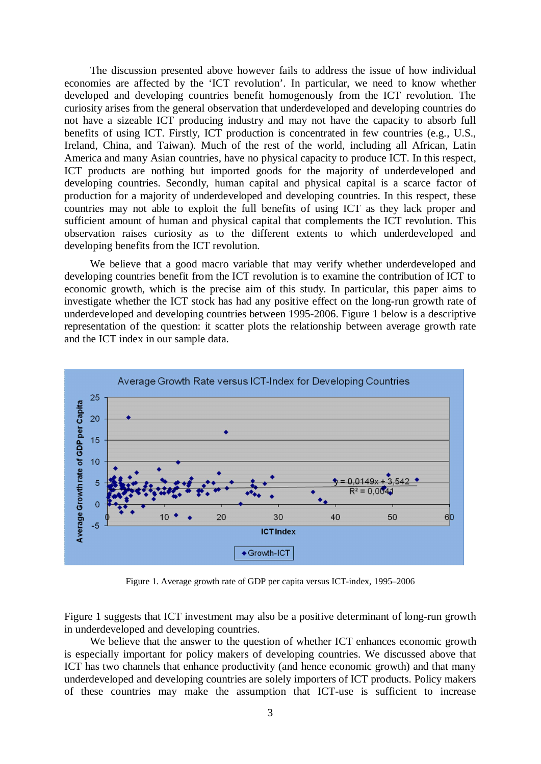The discussion presented above however fails to address the issue of how individual economies are affected by the 'ICT revolution'. In particular, we need to know whether developed and developing countries benefit homogenously from the ICT revolution. The curiosity arises from the general observation that underdeveloped and developing countries do not have a sizeable ICT producing industry and may not have the capacity to absorb full benefits of using ICT. Firstly, ICT production is concentrated in few countries (e.g., U.S., Ireland, China, and Taiwan). Much of the rest of the world, including all African, Latin America and many Asian countries, have no physical capacity to produce ICT. In this respect, ICT products are nothing but imported goods for the majority of underdeveloped and developing countries. Secondly, human capital and physical capital is a scarce factor of production for a majority of underdeveloped and developing countries. In this respect, these countries may not able to exploit the full benefits of using ICT as they lack proper and sufficient amount of human and physical capital that complements the ICT revolution. This observation raises curiosity as to the different extents to which underdeveloped and developing benefits from the ICT revolution.

We believe that a good macro variable that may verify whether underdeveloped and developing countries benefit from the ICT revolution is to examine the contribution of ICT to economic growth, which is the precise aim of this study. In particular, this paper aims to investigate whether the ICT stock has had any positive effect on the long-run growth rate of underdeveloped and developing countries between 1995-2006. Figure 1 below is a descriptive representation of the question: it scatter plots the relationship between average growth rate and the ICT index in our sample data.

Figure 1. Average growth rate of GDP per capita versus ICT-index, 1995–2006

Figure 1 suggests that ICT investment may also be a positive determinant of long-run growth in underdeveloped and developing countries.

We believe that the answer to the question of whether ICT enhances economic growth is especially important for policy makers of developing countries. We discussed above that ICT has two channels that enhance productivity (and hence economic growth) and that many underdeveloped and developing countries are solely importers of ICT products. Policy makers of these countries may make the assumption that ICT-use is sufficient to increase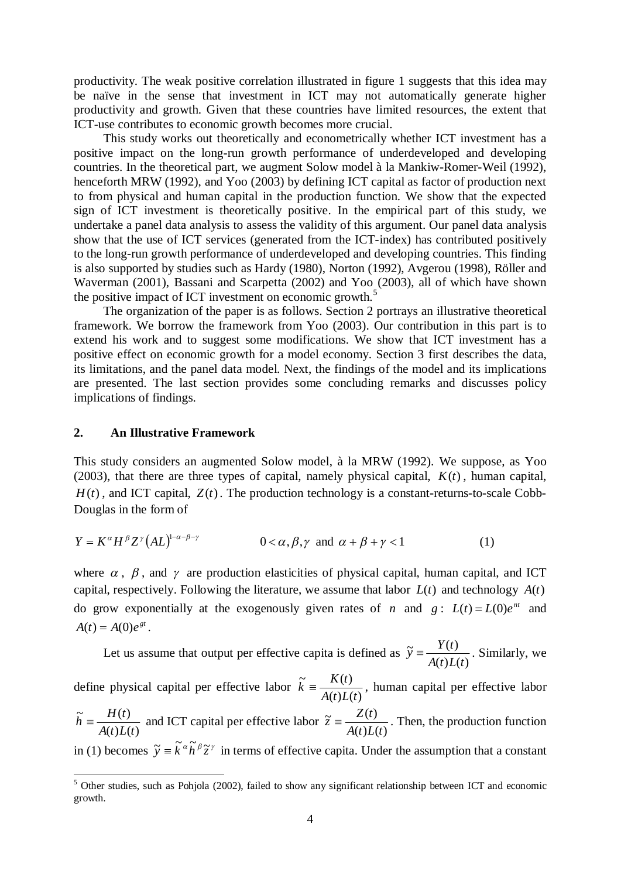productivity. The weak positive correlation illustrated in figure 1 suggests that this idea may be naïve in the sense that investment in ICT may not automatically generate higher productivity and growth. Given that these countries have limited resources, the extent that ICT-use contributes to economic growth becomes more crucial.

This study works out theoretically and econometrically whether ICT investment has a positive impact on the long-run growth performance of underdeveloped and developing countries. In the theoretical part, we augment Solow model à la Mankiw-Romer-Weil (1992), henceforth MRW (1992), and Yoo (2003) by defining ICT capital as factor of production next to from physical and human capital in the production function. We show that the expected sign of ICT investment is theoretically positive. In the empirical part of this study, we undertake a panel data analysis to assess the validity of this argument. Our panel data analysis show that the use of ICT services (generated from the ICT-index) has contributed positively to the long-run growth performance of underdeveloped and developing countries. This finding is also supported by studies such as Hardy (1980), Norton (1992), Avgerou (1998), Röller and Waverman (2001), Bassani and Scarpetta (2002) and Yoo (2003), all of which have shown the positive impact of ICT investment on economic growth.[5]

The organization of the paper is as follows. Section 2 portrays an illustrative theoretical framework. We borrow the framework from Yoo (2003). Our contribution in this part is to extend his work and to suggest some modifications. We show that ICT investment has a positive effect on economic growth for a model economy. Section 3 first describes the data, its limitations, and the panel data model. Next, the findings of the model and its implications are presented. The last section provides some concluding remarks and discusses policy implications of findings.

## 2. An Illustrative Framework

This study considers an augmented Solow model, à la MRW (1992). We suppose, as Yoo (2003), that there are three types of capital, namely physical capital, $K(t)$, human capital, $H(t)$, and ICT capital, $Z(t)$. The production technology is a constant-returns-to-scale Cobb-Douglas in the form of

$$Y = K^{\alpha} H^{\beta} Z^{\gamma} (AL)^{1-\alpha-\beta-\gamma} \qquad 0<\alpha,\beta,\gamma \text{ and } \alpha+\beta+\gamma<1 \tag{1}$$

where $\alpha$, $\beta$, and $\gamma$ are production elasticities of physical capital, human capital, and ICT capital, respectively. Following the literature, we assume that labor $L(t)$ and technology $A(t)$ do grow exponentially at the exogenously given rates of $n$ and $g$: $L(t) = L(0)e^{nt}$ and $A(t) = A(0)e^{gt}$.

Let us assume that output per effective capita is defined as $\tilde{y} \equiv \frac{Y(t)}{A(t)L(t)}$. Similarly, we define physical capital per effective labor $\tilde{k} \equiv \frac{K(t)}{A(t)L(t)}$, human capital per effective labor $\tilde{h} \equiv \frac{H(t)}{A(t)L(t)}$ and ICT capital per effective labor $\tilde{z} \equiv \frac{Z(t)}{A(t)L(t)}$. Then, the production function in (1) becomes $\tilde{y} \equiv \tilde{k}^{\alpha}\tilde{h}^{\beta}\tilde{z}^{\gamma}$ in terms of effective capita. Under the assumption that a constant

[5] Other studies, such as Pohjola (2002), failed to show any significant relationship between ICT and economic growth.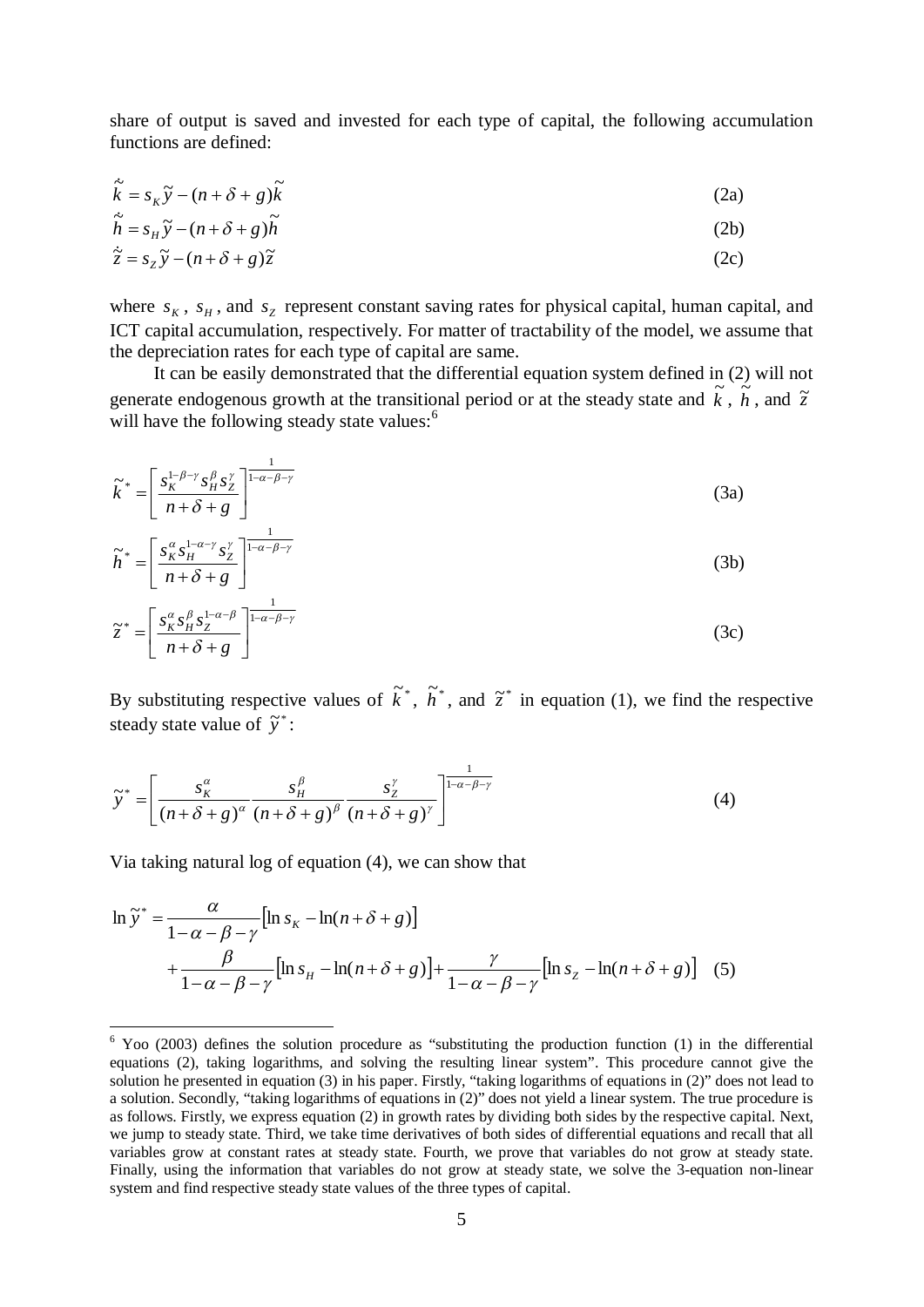share of output is saved and invested for each type of capital, the following accumulation functions are defined:

$$\dot{\tilde{k}} = s_K \tilde{y} - (n + \delta + g)\tilde{k} \tag{2a}$$

$$\dot{\tilde{h}} = s_H \tilde{y} - (n + \delta + g)\tilde{h} \tag{2b}$$

$$\dot{\tilde{z}} = s_Z \tilde{y} - (n + \delta + g)\tilde{z} \tag{2c}$$

where $s_K$, $s_H$, and $s_Z$ represent constant saving rates for physical capital, human capital, and ICT capital accumulation, respectively. For matter of tractability of the model, we assume that the depreciation rates for each type of capital are same.

It can be easily demonstrated that the differential equation system defined in (2) will not generate endogenous growth at the transitional period or at the steady state and $\tilde{k}$, $\tilde{h}$, and $\tilde{z}$ will have the following steady state values:[6]

$$\tilde{k}^* = \left[ \frac{s_K^{1-\beta-\gamma} s_H^{\beta} s_Z^{\gamma}}{n + \delta + g} \right]^{\frac{1}{1-\alpha-\beta-\gamma}} \tag{3a}$$

$$\tilde{h}^* = \left[ \frac{s_K^{\alpha} s_H^{1-\alpha-\gamma} s_Z^{\gamma}}{n + \delta + g} \right]^{\frac{1}{1-\alpha-\beta-\gamma}} \tag{3b}$$

$$\tilde{z}^* = \left[ \frac{s_K^{\alpha} s_H^{\beta} s_Z^{1-\alpha-\beta}}{n + \delta + g} \right]^{\frac{1}{1-\alpha-\beta-\gamma}} \tag{3c}$$

By substituting respective values of $\tilde{k}^*$, $\tilde{h}^*$, and $\tilde{z}^*$ in equation (1), we find the respective steady state value of $\tilde{y}^*$:

$$\tilde{y}^* = \left[ \frac{s_K^{\alpha}}{(n + \delta + g)^{\alpha}} \frac{s_H^{\beta}}{(n + \delta + g)^{\beta}} \frac{s_Z^{\gamma}}{(n + \delta + g)^{\gamma}} \right]^{\frac{1}{1-\alpha-\beta-\gamma}} \tag{4}$$

Via taking natural log of equation (4), we can show that

$$\ln \tilde{y}^* = \frac{\alpha}{1-\alpha-\beta-\gamma} \left[ \ln s_K - \ln(n + \delta + g) \right] + \frac{\beta}{1-\alpha-\beta-\gamma} \left[ \ln s_H - \ln(n + \delta + g) \right] + \frac{\gamma}{1-\alpha-\beta-\gamma} \left[ \ln s_Z - \ln(n + \delta + g) \right] \tag{5}$$

---

[6] Yoo (2003) defines the solution procedure as "substituting the production function (1) in the differential equations (2), taking logarithms, and solving the resulting linear system". This procedure cannot give the solution he presented in equation (3) in his paper. Firstly, "taking logarithms of equations in (2)" does not lead to a solution. Secondly, "taking logarithms of equations in (2)" does not yield a linear system. The true procedure is as follows. Firstly, we express equation (2) in growth rates by dividing both sides by the respective capital. Next, we jump to steady state. Third, we take time derivatives of both sides of differential equations and recall that all variables grow at constant rates at steady state. Fourth, we prove that variables do not grow at steady state. Finally, using the information that variables do not grow at steady state, we solve the 3-equation non-linear system and find respective steady state values of the three types of capital.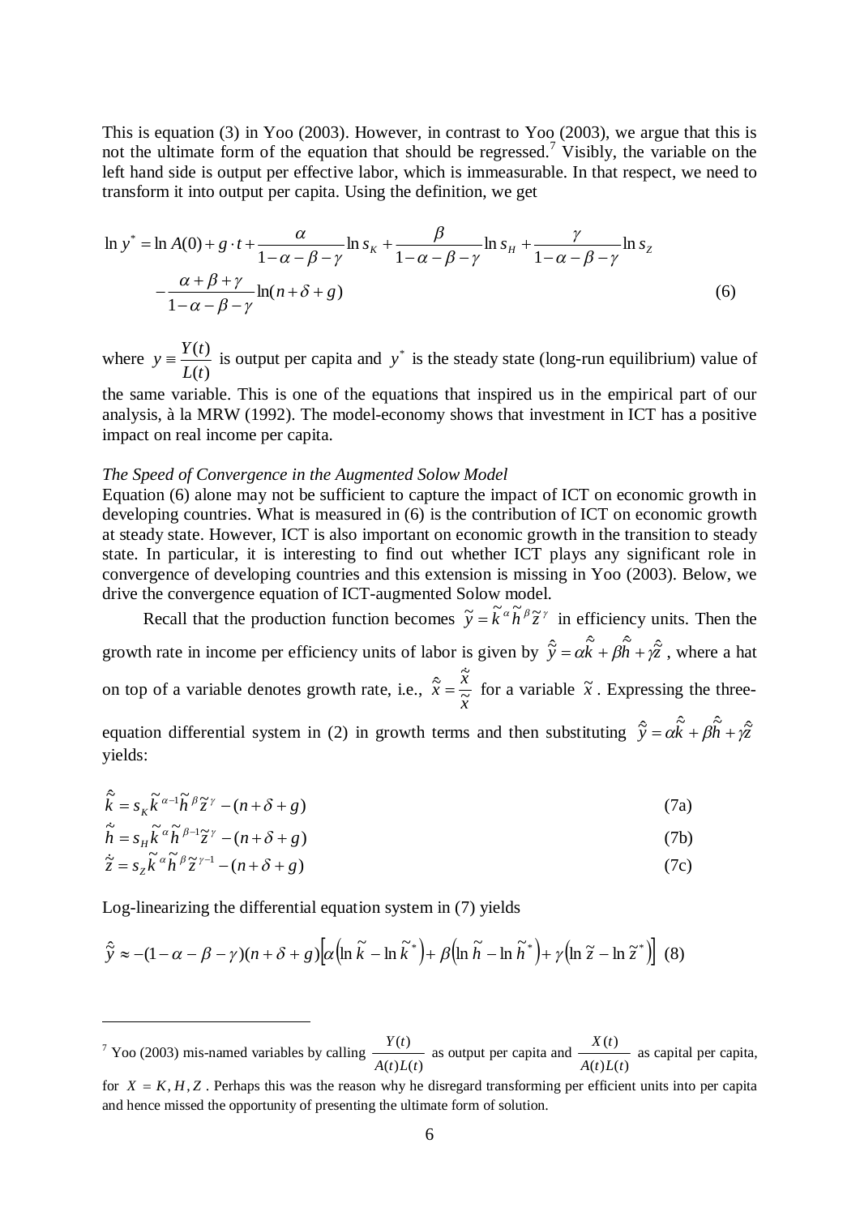This is equation (3) in Yoo (2003). However, in contrast to Yoo (2003), we argue that this is not the ultimate form of the equation that should be regressed.[7] Visibly, the variable on the left hand side is output per effective labor, which is immeasurable. In that respect, we need to transform it into output per capita. Using the definition, we get

$$\ln y^* = \ln A(0) + g \cdot t + \frac{\alpha}{1-\alpha-\beta-\gamma}\ln s_K + \frac{\beta}{1-\alpha-\beta-\gamma}\ln s_H + \frac{\gamma}{1-\alpha-\beta-\gamma}\ln s_Z - \frac{\alpha+\beta+\gamma}{1-\alpha-\beta-\gamma}\ln(n+\delta+g) \tag{6}$$

where $y \equiv \frac{Y(t)}{L(t)}$ is output per capita and $y^*$ is the steady state (long-run equilibrium) value of the same variable. This is one of the equations that inspired us in the empirical part of our analysis, à la MRW (1992). The model-economy shows that investment in ICT has a positive impact on real income per capita.

*The Speed of Convergence in the Augmented Solow Model*

Equation (6) alone may not be sufficient to capture the impact of ICT on economic growth in developing countries. What is measured in (6) is the contribution of ICT on economic growth at steady state. However, ICT is also important on economic growth in the transition to steady state. In particular, it is interesting to find out whether ICT plays any significant role in convergence of developing countries and this extension is missing in Yoo (2003). Below, we drive the convergence equation of ICT-augmented Solow model.

Recall that the production function becomes $\tilde{y} = \tilde{k}^{\alpha}\tilde{h}^{\beta}\tilde{z}^{\gamma}$ in efficiency units. Then the growth rate in income per efficiency units of labor is given by $\hat{\tilde{y}} = \alpha\hat{\tilde{k}} + \beta\hat{\tilde{h}} + \gamma\hat{\tilde{z}}$, where a hat on top of a variable denotes growth rate, i.e., $\hat{\tilde{x}} = \frac{\dot{\tilde{x}}}{\tilde{x}}$ for a variable $\tilde{x}$. Expressing the three-equation differential system in (2) in growth terms and then substituting $\hat{\tilde{y}} = \alpha\hat{\tilde{k}} + \beta\hat{\tilde{h}} + \gamma\hat{\tilde{z}}$ yields:

$$\hat{\tilde{k}} = s_K \tilde{k}^{\alpha-1}\tilde{h}^{\beta}\tilde{z}^{\gamma} - (n+\delta+g) \tag{7a}$$

$$\hat{\tilde{h}} = s_H \tilde{k}^{\alpha}\tilde{h}^{\beta-1}\tilde{z}^{\gamma} - (n+\delta+g) \tag{7b}$$

$$\hat{\tilde{z}} = s_Z \tilde{k}^{\alpha}\tilde{h}^{\beta}\tilde{z}^{\gamma-1} - (n+\delta+g) \tag{7c}$$

Log-linearizing the differential equation system in (7) yields

$$\hat{\tilde{y}} \approx -(1-\alpha-\beta-\gamma)(n+\delta+g)\left[\alpha\left(\ln\tilde{k} - \ln\tilde{k}^*\right) + \beta\left(\ln\tilde{h} - \ln\tilde{h}^*\right) + \gamma\left(\ln\tilde{z} - \ln\tilde{z}^*\right)\right] \tag{8}$$

[7] Yoo (2003) mis-named variables by calling $\frac{Y(t)}{A(t)L(t)}$ as output per capita and $\frac{X(t)}{A(t)L(t)}$ as capital per capita, for $X = K, H, Z$. Perhaps this was the reason why he disregard transforming per efficient units into per capita and hence missed the opportunity of presenting the ultimate form of solution.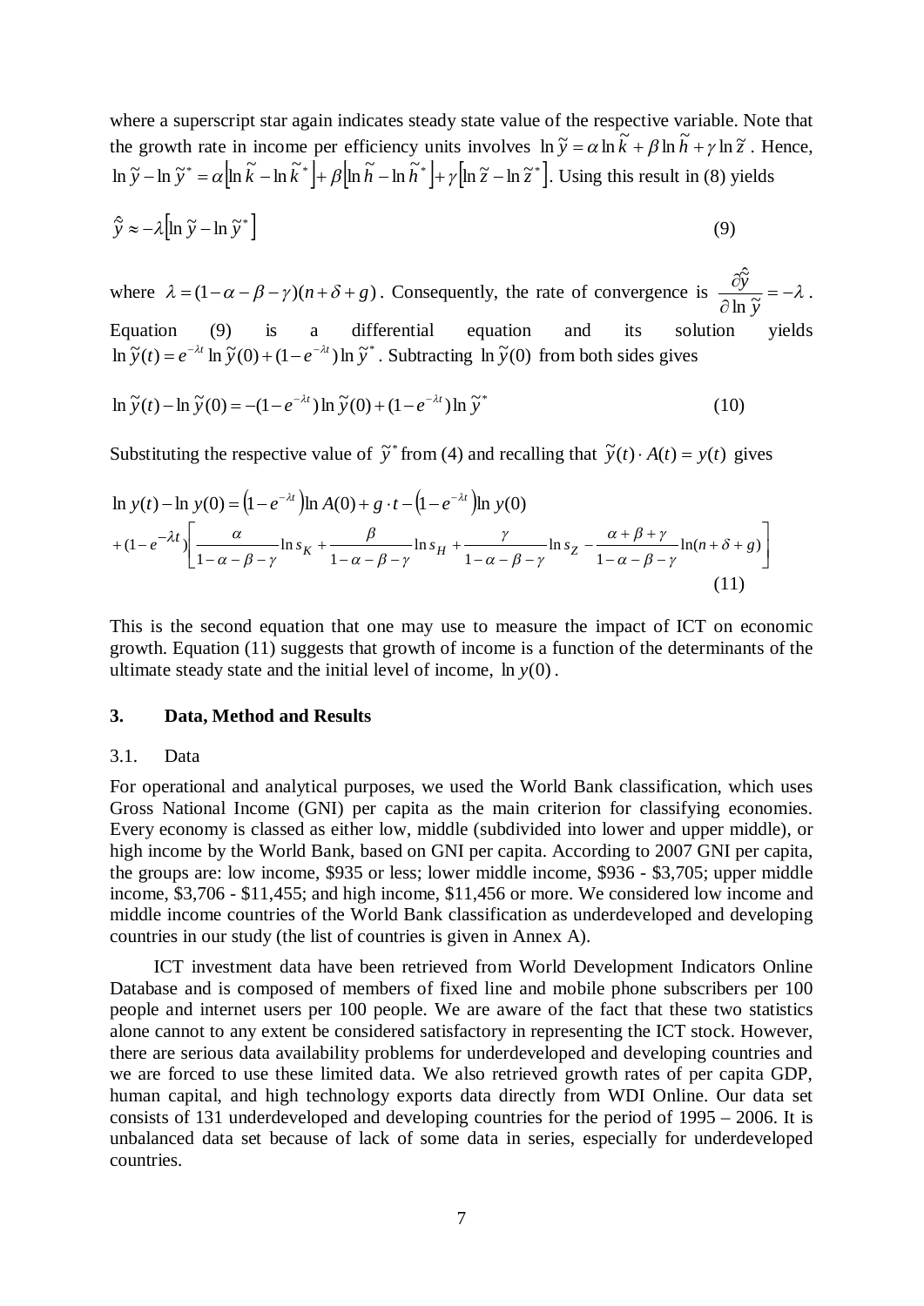where a superscript star again indicates steady state value of the respective variable. Note that the growth rate in income per efficiency units involves $\ln \tilde{y} = \alpha \ln \tilde{k} + \beta \ln \tilde{h} + \gamma \ln \tilde{z}$ . Hence, $\ln \tilde{y} - \ln \tilde{y}^* = \alpha\left[\ln \tilde{k} - \ln \tilde{k}^*\right] + \beta\left[\ln \tilde{h} - \ln \tilde{h}^*\right] + \gamma\left[\ln \tilde{z} - \ln \tilde{z}^*\right]$. Using this result in (8) yields

$$\hat{\tilde{y}} \approx -\lambda\left[\ln \tilde{y} - \ln \tilde{y}^*\right] \tag{9}$$

where $\lambda = (1-\alpha-\beta-\gamma)(n+\delta+g)$. Consequently, the rate of convergence is $\dfrac{\partial \hat{\tilde{y}}}{\partial \ln \tilde{y}} = -\lambda$ .

Equation (9) is a differential equation and its solution yields $\ln \tilde{y}(t) = e^{-\lambda t} \ln \tilde{y}(0) + (1-e^{-\lambda t}) \ln \tilde{y}^*$ . Subtracting $\ln \tilde{y}(0)$ from both sides gives

$$\ln \tilde{y}(t) - \ln \tilde{y}(0) = -(1-e^{-\lambda t}) \ln \tilde{y}(0) + (1-e^{-\lambda t}) \ln \tilde{y}^* \tag{10}$$

Substituting the respective value of $\tilde{y}^*$ from (4) and recalling that $\tilde{y}(t) \cdot A(t) = y(t)$ gives

$$\begin{aligned}\ln y(t) - \ln y(0) &= \left(1-e^{-\lambda t}\right)\ln A(0) + g \cdot t - \left(1-e^{-\lambda t}\right)\ln y(0) \\ &+ (1-e^{-\lambda t})\left[\frac{\alpha}{1-\alpha-\beta-\gamma}\ln s_K + \frac{\beta}{1-\alpha-\beta-\gamma}\ln s_H + \frac{\gamma}{1-\alpha-\beta-\gamma}\ln s_Z - \frac{\alpha+\beta+\gamma}{1-\alpha-\beta-\gamma}\ln(n+\delta+g)\right]\end{aligned} \tag{11}$$

This is the second equation that one may use to measure the impact of ICT on economic growth. Equation (11) suggests that growth of income is a function of the determinants of the ultimate steady state and the initial level of income, $\ln y(0)$.

## 3. Data, Method and Results

### 3.1. Data

For operational and analytical purposes, we used the World Bank classification, which uses Gross National Income (GNI) per capita as the main criterion for classifying economies. Every economy is classed as either low, middle (subdivided into lower and upper middle), or high income by the World Bank, based on GNI per capita. According to 2007 GNI per capita, the groups are: low income, \$935 or less; lower middle income, \$936 - \$3,705; upper middle income, \$3,706 - \$11,455; and high income, \$11,456 or more. We considered low income and middle income countries of the World Bank classification as underdeveloped and developing countries in our study (the list of countries is given in Annex A).

ICT investment data have been retrieved from World Development Indicators Online Database and is composed of members of fixed line and mobile phone subscribers per 100 people and internet users per 100 people. We are aware of the fact that these two statistics alone cannot to any extent be considered satisfactory in representing the ICT stock. However, there are serious data availability problems for underdeveloped and developing countries and we are forced to use these limited data. We also retrieved growth rates of per capita GDP, human capital, and high technology exports data directly from WDI Online. Our data set consists of 131 underdeveloped and developing countries for the period of 1995 – 2006. It is unbalanced data set because of lack of some data in series, especially for underdeveloped countries.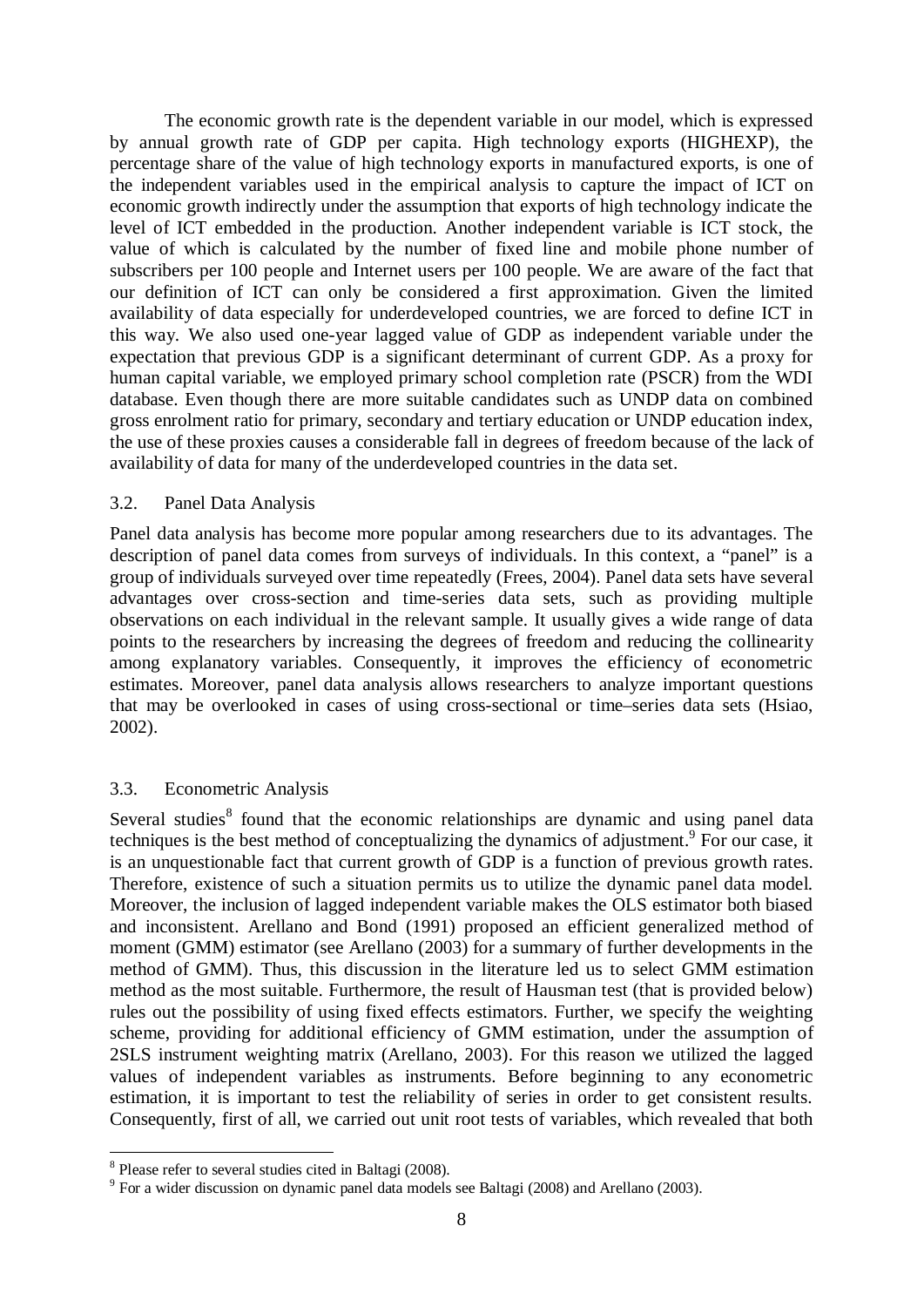The economic growth rate is the dependent variable in our model, which is expressed by annual growth rate of GDP per capita. High technology exports (HIGHEXP), the percentage share of the value of high technology exports in manufactured exports, is one of the independent variables used in the empirical analysis to capture the impact of ICT on economic growth indirectly under the assumption that exports of high technology indicate the level of ICT embedded in the production. Another independent variable is ICT stock, the value of which is calculated by the number of fixed line and mobile phone number of subscribers per 100 people and Internet users per 100 people. We are aware of the fact that our definition of ICT can only be considered a first approximation. Given the limited availability of data especially for underdeveloped countries, we are forced to define ICT in this way. We also used one-year lagged value of GDP as independent variable under the expectation that previous GDP is a significant determinant of current GDP. As a proxy for human capital variable, we employed primary school completion rate (PSCR) from the WDI database. Even though there are more suitable candidates such as UNDP data on combined gross enrolment ratio for primary, secondary and tertiary education or UNDP education index, the use of these proxies causes a considerable fall in degrees of freedom because of the lack of availability of data for many of the underdeveloped countries in the data set.

### 3.2. Panel Data Analysis

Panel data analysis has become more popular among researchers due to its advantages. The description of panel data comes from surveys of individuals. In this context, a "panel" is a group of individuals surveyed over time repeatedly (Frees, 2004). Panel data sets have several advantages over cross-section and time-series data sets, such as providing multiple observations on each individual in the relevant sample. It usually gives a wide range of data points to the researchers by increasing the degrees of freedom and reducing the collinearity among explanatory variables. Consequently, it improves the efficiency of econometric estimates. Moreover, panel data analysis allows researchers to analyze important questions that may be overlooked in cases of using cross-sectional or time–series data sets (Hsiao, 2002).

### 3.3. Econometric Analysis

Several studies[8] found that the economic relationships are dynamic and using panel data techniques is the best method of conceptualizing the dynamics of adjustment.[9] For our case, it is an unquestionable fact that current growth of GDP is a function of previous growth rates. Therefore, existence of such a situation permits us to utilize the dynamic panel data model. Moreover, the inclusion of lagged independent variable makes the OLS estimator both biased and inconsistent. Arellano and Bond (1991) proposed an efficient generalized method of moment (GMM) estimator (see Arellano (2003) for a summary of further developments in the method of GMM). Thus, this discussion in the literature led us to select GMM estimation method as the most suitable. Furthermore, the result of Hausman test (that is provided below) rules out the possibility of using fixed effects estimators. Further, we specify the weighting scheme, providing for additional efficiency of GMM estimation, under the assumption of 2SLS instrument weighting matrix (Arellano, 2003). For this reason we utilized the lagged values of independent variables as instruments. Before beginning to any econometric estimation, it is important to test the reliability of series in order to get consistent results. Consequently, first of all, we carried out unit root tests of variables, which revealed that both

[8] Please refer to several studies cited in Baltagi (2008).

[9] For a wider discussion on dynamic panel data models see Baltagi (2008) and Arellano (2003).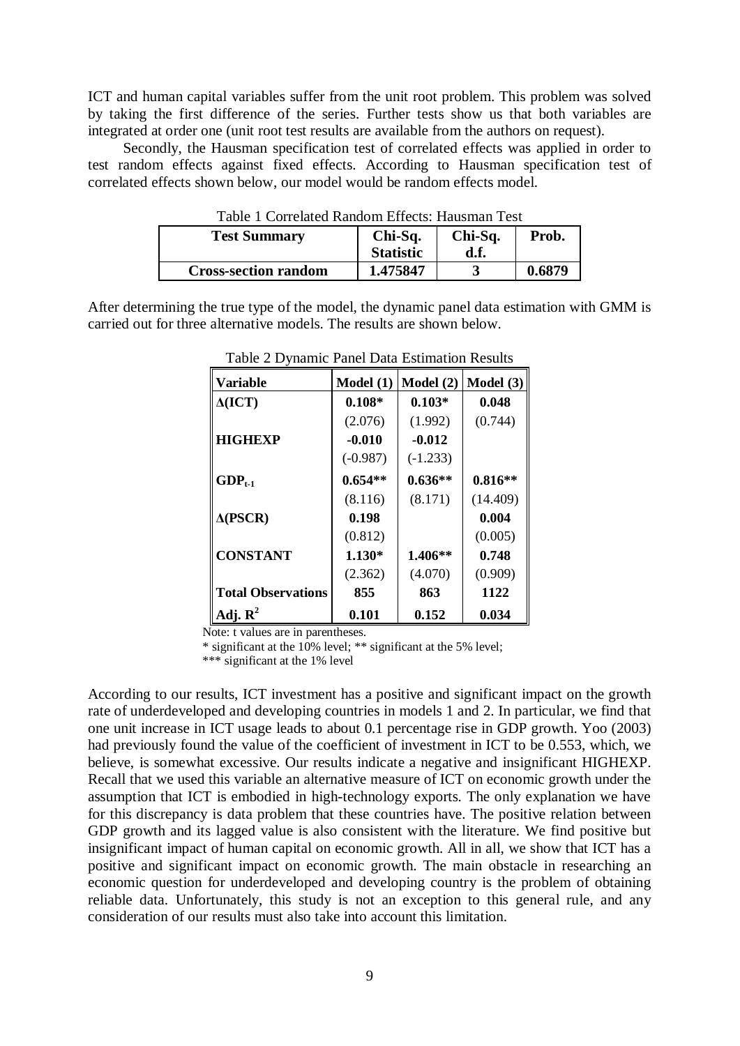ICT and human capital variables suffer from the unit root problem. This problem was solved by taking the first difference of the series. Further tests show us that both variables are integrated at order one (unit root test results are available from the authors on request).

Secondly, the Hausman specification test of correlated effects was applied in order to test random effects against fixed effects. According to Hausman specification test of correlated effects shown below, our model would be random effects model.

Table 1 Correlated Random Effects: Hausman Test

| Test Summary | Chi-Sq. Statistic | Chi-Sq. d.f. | Prob. |
|---|---|---|---|
| **Cross-section random** | **1.475847** | **3** | **0.6879** |

After determining the true type of the model, the dynamic panel data estimation with GMM is carried out for three alternative models. The results are shown below.

Table 2 Dynamic Panel Data Estimation Results

| Variable | Model (1) | Model (2) | Model (3) |
|---|---|---|---|
| **Δ(ICT)** | **0.108*** | **0.103*** | **0.048** |
| | (2.076) | (1.992) | (0.744) |
| **HIGHEXP** | **-0.010** | **-0.012** | |
| | (-0.987) | (-1.233) | |
| **$GDP_{t-1}$** | **0.654**** | **0.636**** | **0.816**** |
| | (8.116) | (8.171) | (14.409) |
| **Δ(PSCR)** | **0.198** | | **0.004** |
| | (0.812) | | (0.005) |
| **CONSTANT** | **1.130*** | **1.406**** | **0.748** |
| | (2.362) | (4.070) | (0.909) |
| **Total Observations** | **855** | **863** | **1122** |
| **Adj. $R^2$** | **0.101** | **0.152** | **0.034** |

Note: t values are in parentheses.
* significant at the 10% level; ** significant at the 5% level;
*** significant at the 1% level

According to our results, ICT investment has a positive and significant impact on the growth rate of underdeveloped and developing countries in models 1 and 2. In particular, we find that one unit increase in ICT usage leads to about 0.1 percentage rise in GDP growth. Yoo (2003) had previously found the value of the coefficient of investment in ICT to be 0.553, which, we believe, is somewhat excessive. Our results indicate a negative and insignificant HIGHEXP. Recall that we used this variable an alternative measure of ICT on economic growth under the assumption that ICT is embodied in high-technology exports. The only explanation we have for this discrepancy is data problem that these countries have. The positive relation between GDP growth and its lagged value is also consistent with the literature. We find positive but insignificant impact of human capital on economic growth. All in all, we show that ICT has a positive and significant impact on economic growth. The main obstacle in researching an economic question for underdeveloped and developing country is the problem of obtaining reliable data. Unfortunately, this study is not an exception to this general rule, and any consideration of our results must also take into account this limitation.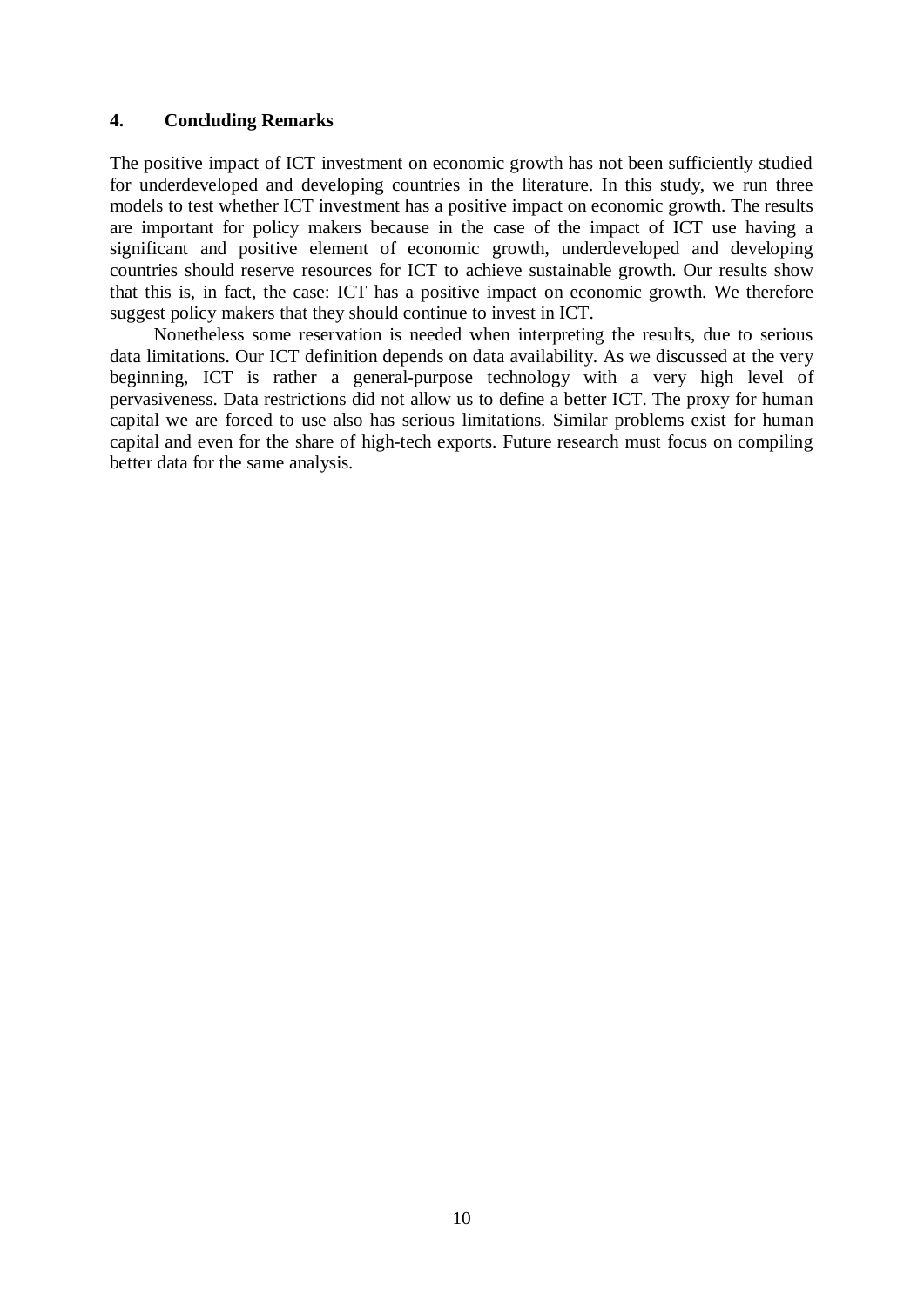## 4. Concluding Remarks

The positive impact of ICT investment on economic growth has not been sufficiently studied for underdeveloped and developing countries in the literature. In this study, we run three models to test whether ICT investment has a positive impact on economic growth. The results are important for policy makers because in the case of the impact of ICT use having a significant and positive element of economic growth, underdeveloped and developing countries should reserve resources for ICT to achieve sustainable growth. Our results show that this is, in fact, the case: ICT has a positive impact on economic growth. We therefore suggest policy makers that they should continue to invest in ICT.

Nonetheless some reservation is needed when interpreting the results, due to serious data limitations. Our ICT definition depends on data availability. As we discussed at the very beginning, ICT is rather a general-purpose technology with a very high level of pervasiveness. Data restrictions did not allow us to define a better ICT. The proxy for human capital we are forced to use also has serious limitations. Similar problems exist for human capital and even for the share of high-tech exports. Future research must focus on compiling better data for the same analysis.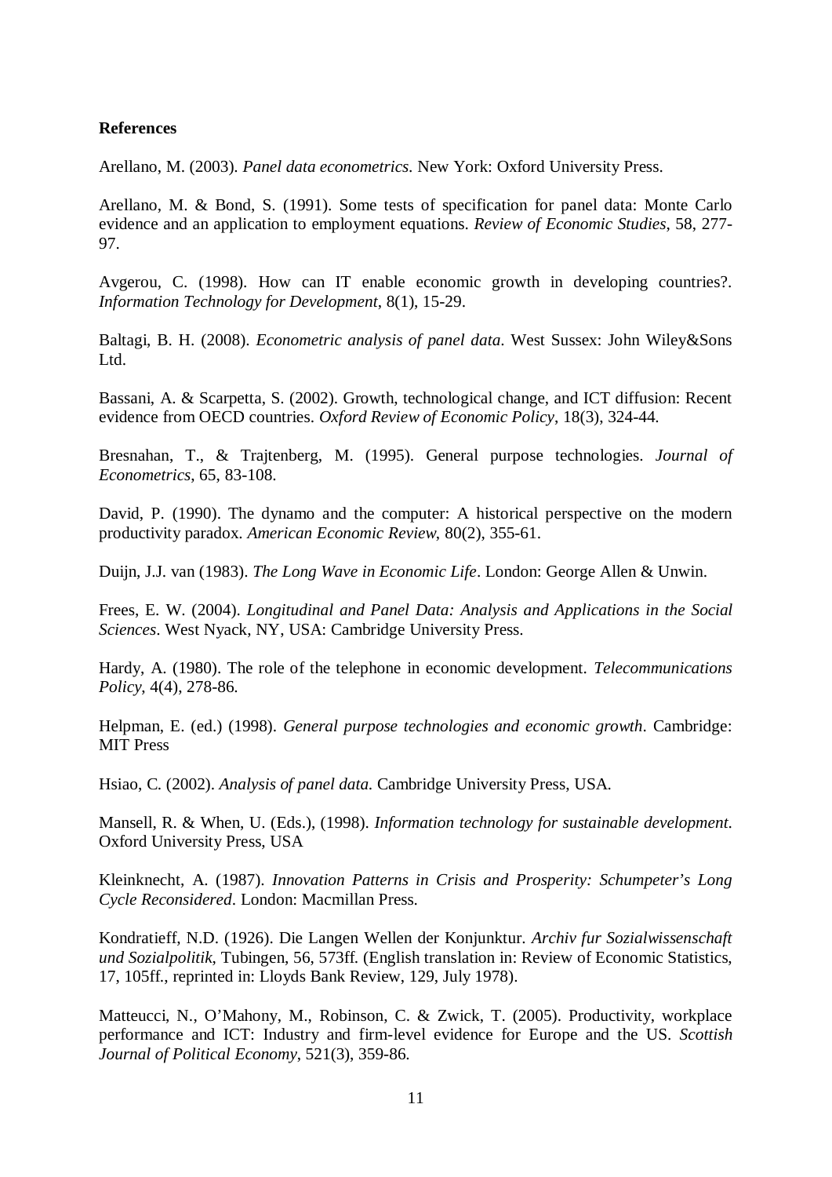**References**

Arellano, M. (2003). *Panel data econometrics*. New York: Oxford University Press.

Arellano, M. & Bond, S. (1991). Some tests of specification for panel data: Monte Carlo evidence and an application to employment equations. *Review of Economic Studies*, 58, 277-97.

Avgerou, C. (1998). How can IT enable economic growth in developing countries?. *Information Technology for Development*, 8(1), 15-29.

Baltagi, B. H. (2008). *Econometric analysis of panel data*. West Sussex: John Wiley&Sons Ltd.

Bassani, A. & Scarpetta, S. (2002). Growth, technological change, and ICT diffusion: Recent evidence from OECD countries. *Oxford Review of Economic Policy*, 18(3), 324-44.

Bresnahan, T., & Trajtenberg, M. (1995). General purpose technologies. *Journal of Econometrics*, 65, 83-108.

David, P. (1990). The dynamo and the computer: A historical perspective on the modern productivity paradox. *American Economic Review*, 80(2), 355-61.

Duijn, J.J. van (1983). *The Long Wave in Economic Life*. London: George Allen & Unwin.

Frees, E. W. (2004). *Longitudinal and Panel Data: Analysis and Applications in the Social Sciences*. West Nyack, NY, USA: Cambridge University Press.

Hardy, A. (1980). The role of the telephone in economic development. *Telecommunications Policy*, 4(4), 278-86.

Helpman, E. (ed.) (1998). *General purpose technologies and economic growth*. Cambridge: MIT Press

Hsiao, C. (2002). *Analysis of panel data*. Cambridge University Press, USA.

Mansell, R. & When, U. (Eds.), (1998). *Information technology for sustainable development*. Oxford University Press, USA

Kleinknecht, A. (1987). *Innovation Patterns in Crisis and Prosperity: Schumpeter's Long Cycle Reconsidered*. London: Macmillan Press.

Kondratieff, N.D. (1926). Die Langen Wellen der Konjunktur. *Archiv fur Sozialwissenschaft und Sozialpolitik*, Tubingen, 56, 573ff. (English translation in: Review of Economic Statistics, 17, 105ff., reprinted in: Lloyds Bank Review, 129, July 1978).

Matteucci, N., O'Mahony, M., Robinson, C. & Zwick, T. (2005). Productivity, workplace performance and ICT: Industry and firm-level evidence for Europe and the US. *Scottish Journal of Political Economy*, 521(3), 359-86.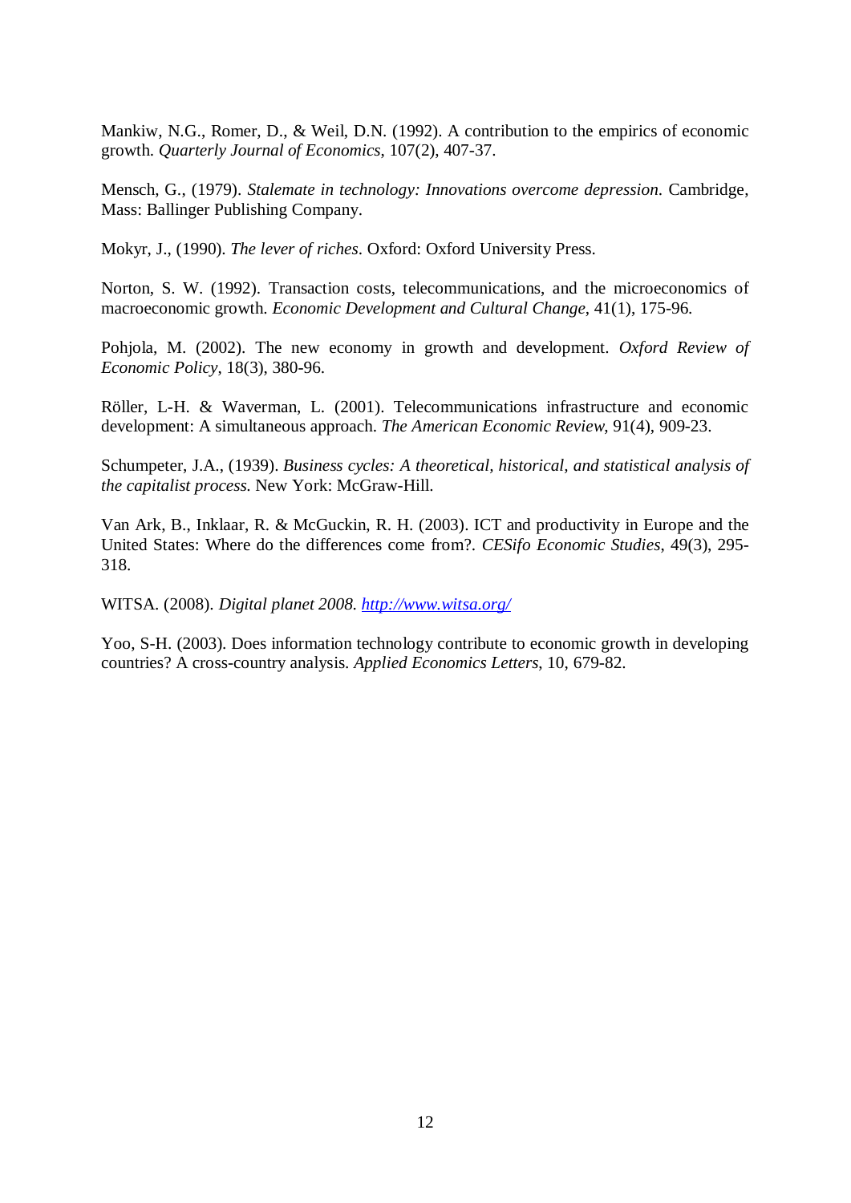Mankiw, N.G., Romer, D., & Weil, D.N. (1992). A contribution to the empirics of economic growth. *Quarterly Journal of Economics*, 107(2), 407-37.

Mensch, G., (1979). *Stalemate in technology: Innovations overcome depression*. Cambridge, Mass: Ballinger Publishing Company.

Mokyr, J., (1990). *The lever of riches*. Oxford: Oxford University Press.

Norton, S. W. (1992). Transaction costs, telecommunications, and the microeconomics of macroeconomic growth. *Economic Development and Cultural Change*, 41(1), 175-96.

Pohjola, M. (2002). The new economy in growth and development. *Oxford Review of Economic Policy*, 18(3), 380-96.

Röller, L-H. & Waverman, L. (2001). Telecommunications infrastructure and economic development: A simultaneous approach. *The American Economic Review*, 91(4), 909-23.

Schumpeter, J.A., (1939). *Business cycles: A theoretical, historical, and statistical analysis of the capitalist process.* New York: McGraw-Hill.

Van Ark, B., Inklaar, R. & McGuckin, R. H. (2003). ICT and productivity in Europe and the United States: Where do the differences come from?. *CESifo Economic Studies*, 49(3), 295-318.

WITSA. (2008). *Digital planet 2008*. [http://www.witsa.org/](http://www.witsa.org/)

Yoo, S-H. (2003). Does information technology contribute to economic growth in developing countries? A cross-country analysis. *Applied Economics Letters*, 10, 679-82.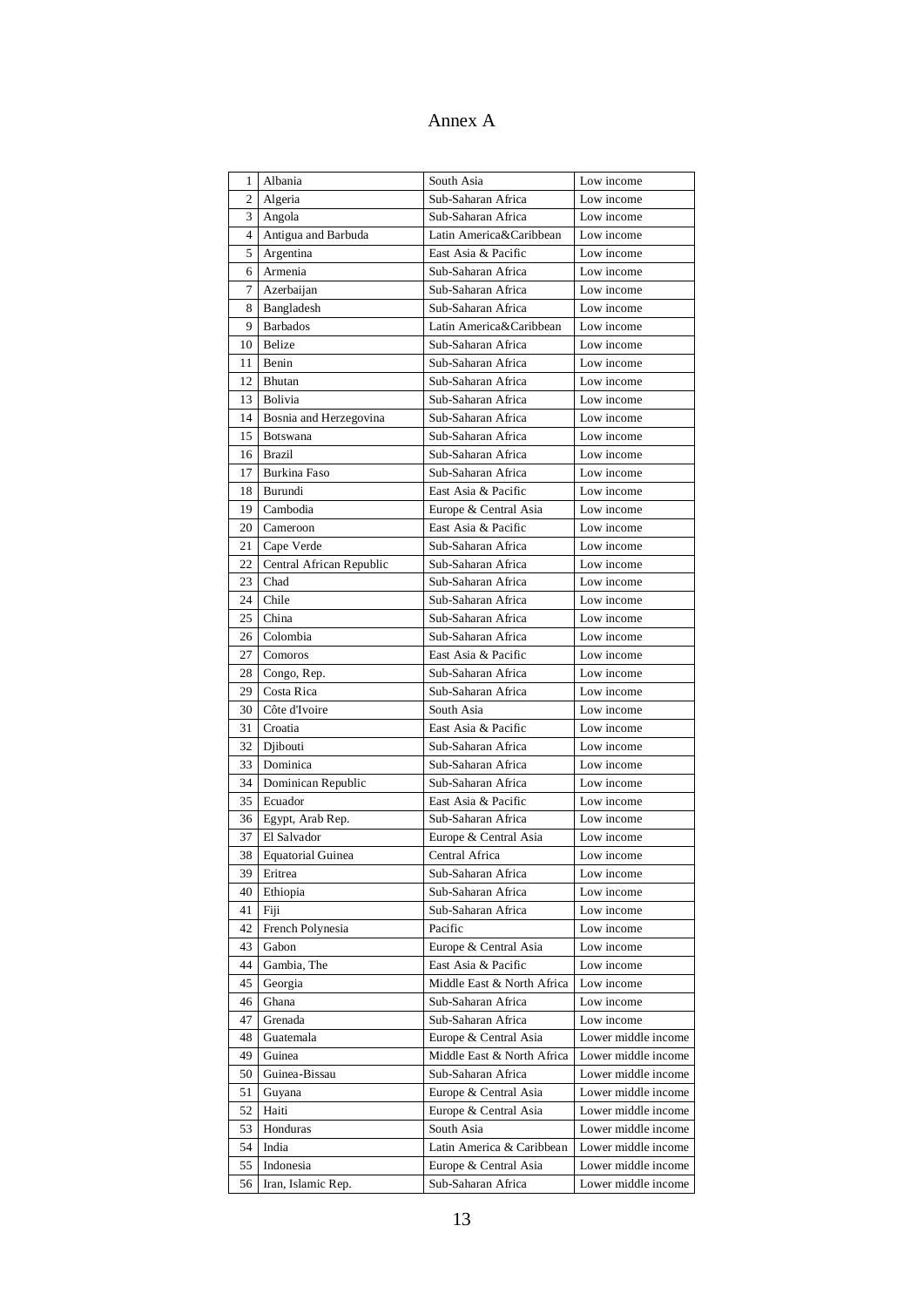# Annex A

| | | | |
|---|---|---|---|
| 1 | Albania | South Asia | Low income |
| 2 | Algeria | Sub-Saharan Africa | Low income |
| 3 | Angola | Sub-Saharan Africa | Low income |
| 4 | Antigua and Barbuda | Latin America&Caribbean | Low income |
| 5 | Argentina | East Asia & Pacific | Low income |
| 6 | Armenia | Sub-Saharan Africa | Low income |
| 7 | Azerbaijan | Sub-Saharan Africa | Low income |
| 8 | Bangladesh | Sub-Saharan Africa | Low income |
| 9 | Barbados | Latin America&Caribbean | Low income |
| 10 | Belize | Sub-Saharan Africa | Low income |
| 11 | Benin | Sub-Saharan Africa | Low income |
| 12 | Bhutan | Sub-Saharan Africa | Low income |
| 13 | Bolivia | Sub-Saharan Africa | Low income |
| 14 | Bosnia and Herzegovina | Sub-Saharan Africa | Low income |
| 15 | Botswana | Sub-Saharan Africa | Low income |
| 16 | Brazil | Sub-Saharan Africa | Low income |
| 17 | Burkina Faso | Sub-Saharan Africa | Low income |
| 18 | Burundi | East Asia & Pacific | Low income |
| 19 | Cambodia | Europe & Central Asia | Low income |
| 20 | Cameroon | East Asia & Pacific | Low income |
| 21 | Cape Verde | Sub-Saharan Africa | Low income |
| 22 | Central African Republic | Sub-Saharan Africa | Low income |
| 23 | Chad | Sub-Saharan Africa | Low income |
| 24 | Chile | Sub-Saharan Africa | Low income |
| 25 | China | Sub-Saharan Africa | Low income |
| 26 | Colombia | Sub-Saharan Africa | Low income |
| 27 | Comoros | East Asia & Pacific | Low income |
| 28 | Congo, Rep. | Sub-Saharan Africa | Low income |
| 29 | Costa Rica | Sub-Saharan Africa | Low income |
| 30 | Côte d'Ivoire | South Asia | Low income |
| 31 | Croatia | East Asia & Pacific | Low income |
| 32 | Djibouti | Sub-Saharan Africa | Low income |
| 33 | Dominica | Sub-Saharan Africa | Low income |
| 34 | Dominican Republic | Sub-Saharan Africa | Low income |
| 35 | Ecuador | East Asia & Pacific | Low income |
| 36 | Egypt, Arab Rep. | Sub-Saharan Africa | Low income |
| 37 | El Salvador | Europe & Central Asia | Low income |
| 38 | Equatorial Guinea | Central Africa | Low income |
| 39 | Eritrea | Sub-Saharan Africa | Low income |
| 40 | Ethiopia | Sub-Saharan Africa | Low income |
| 41 | Fiji | Sub-Saharan Africa | Low income |
| 42 | French Polynesia | Pacific | Low income |
| 43 | Gabon | Europe & Central Asia | Low income |
| 44 | Gambia, The | East Asia & Pacific | Low income |
| 45 | Georgia | Middle East & North Africa | Low income |
| 46 | Ghana | Sub-Saharan Africa | Low income |
| 47 | Grenada | Sub-Saharan Africa | Low income |
| 48 | Guatemala | Europe & Central Asia | Lower middle income |
| 49 | Guinea | Middle East & North Africa | Lower middle income |
| 50 | Guinea-Bissau | Sub-Saharan Africa | Lower middle income |
| 51 | Guyana | Europe & Central Asia | Lower middle income |
| 52 | Haiti | Europe & Central Asia | Lower middle income |
| 53 | Honduras | South Asia | Lower middle income |
| 54 | India | Latin America & Caribbean | Lower middle income |
| 55 | Indonesia | Europe & Central Asia | Lower middle income |
| 56 | Iran, Islamic Rep. | Sub-Saharan Africa | Lower middle income |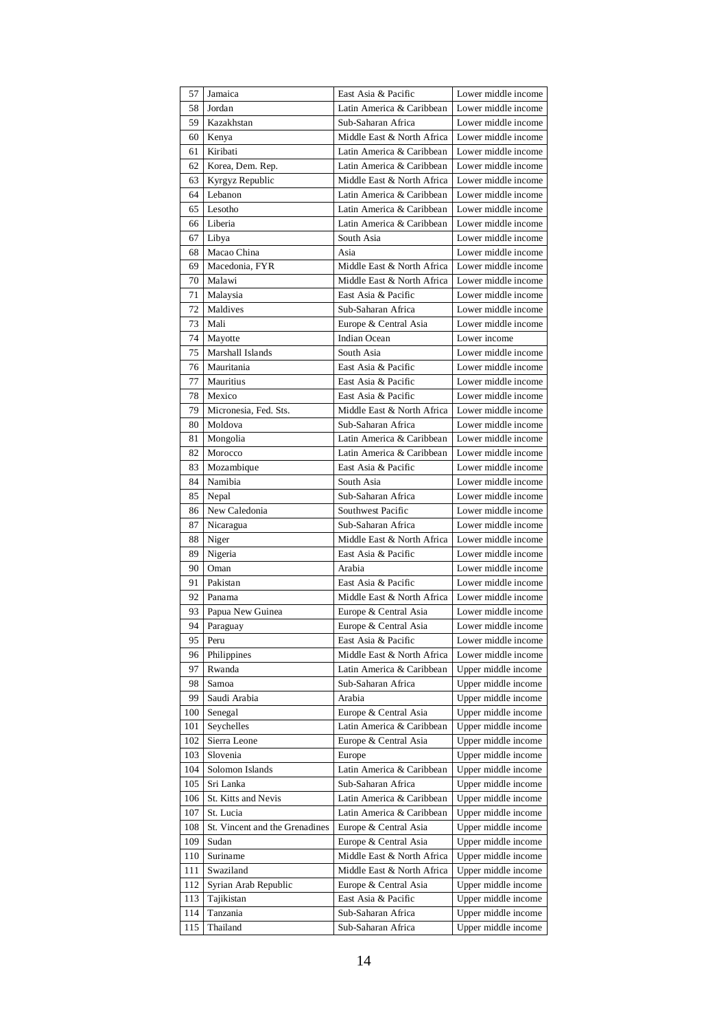| 57 | Jamaica | East Asia & Pacific | Lower middle income |
|---|---|---|---|
| 58 | Jordan | Latin America & Caribbean | Lower middle income |
| 59 | Kazakhstan | Sub-Saharan Africa | Lower middle income |
| 60 | Kenya | Middle East & North Africa | Lower middle income |
| 61 | Kiribati | Latin America & Caribbean | Lower middle income |
| 62 | Korea, Dem. Rep. | Latin America & Caribbean | Lower middle income |
| 63 | Kyrgyz Republic | Middle East & North Africa | Lower middle income |
| 64 | Lebanon | Latin America & Caribbean | Lower middle income |
| 65 | Lesotho | Latin America & Caribbean | Lower middle income |
| 66 | Liberia | Latin America & Caribbean | Lower middle income |
| 67 | Libya | South Asia | Lower middle income |
| 68 | Macao China | Asia | Lower middle income |
| 69 | Macedonia, FYR | Middle East & North Africa | Lower middle income |
| 70 | Malawi | Middle East & North Africa | Lower middle income |
| 71 | Malaysia | East Asia & Pacific | Lower middle income |
| 72 | Maldives | Sub-Saharan Africa | Lower middle income |
| 73 | Mali | Europe & Central Asia | Lower middle income |
| 74 | Mayotte | Indian Ocean | Lower income |
| 75 | Marshall Islands | South Asia | Lower middle income |
| 76 | Mauritania | East Asia & Pacific | Lower middle income |
| 77 | Mauritius | East Asia & Pacific | Lower middle income |
| 78 | Mexico | East Asia & Pacific | Lower middle income |
| 79 | Micronesia, Fed. Sts. | Middle East & North Africa | Lower middle income |
| 80 | Moldova | Sub-Saharan Africa | Lower middle income |
| 81 | Mongolia | Latin America & Caribbean | Lower middle income |
| 82 | Morocco | Latin America & Caribbean | Lower middle income |
| 83 | Mozambique | East Asia & Pacific | Lower middle income |
| 84 | Namibia | South Asia | Lower middle income |
| 85 | Nepal | Sub-Saharan Africa | Lower middle income |
| 86 | New Caledonia | Southwest Pacific | Lower middle income |
| 87 | Nicaragua | Sub-Saharan Africa | Lower middle income |
| 88 | Niger | Middle East & North Africa | Lower middle income |
| 89 | Nigeria | East Asia & Pacific | Lower middle income |
| 90 | Oman | Arabia | Lower middle income |
| 91 | Pakistan | East Asia & Pacific | Lower middle income |
| 92 | Panama | Middle East & North Africa | Lower middle income |
| 93 | Papua New Guinea | Europe & Central Asia | Lower middle income |
| 94 | Paraguay | Europe & Central Asia | Lower middle income |
| 95 | Peru | East Asia & Pacific | Lower middle income |
| 96 | Philippines | Middle East & North Africa | Lower middle income |
| 97 | Rwanda | Latin America & Caribbean | Upper middle income |
| 98 | Samoa | Sub-Saharan Africa | Upper middle income |
| 99 | Saudi Arabia | Arabia | Upper middle income |
| 100 | Senegal | Europe & Central Asia | Upper middle income |
| 101 | Seychelles | Latin America & Caribbean | Upper middle income |
| 102 | Sierra Leone | Europe & Central Asia | Upper middle income |
| 103 | Slovenia | Europe | Upper middle income |
| 104 | Solomon Islands | Latin America & Caribbean | Upper middle income |
| 105 | Sri Lanka | Sub-Saharan Africa | Upper middle income |
| 106 | St. Kitts and Nevis | Latin America & Caribbean | Upper middle income |
| 107 | St. Lucia | Latin America & Caribbean | Upper middle income |
| 108 | St. Vincent and the Grenadines | Europe & Central Asia | Upper middle income |
| 109 | Sudan | Europe & Central Asia | Upper middle income |
| 110 | Suriname | Middle East & North Africa | Upper middle income |
| 111 | Swaziland | Middle East & North Africa | Upper middle income |
| 112 | Syrian Arab Republic | Europe & Central Asia | Upper middle income |
| 113 | Tajikistan | East Asia & Pacific | Upper middle income |
| 114 | Tanzania | Sub-Saharan Africa | Upper middle income |
| 115 | Thailand | Sub-Saharan Africa | Upper middle income |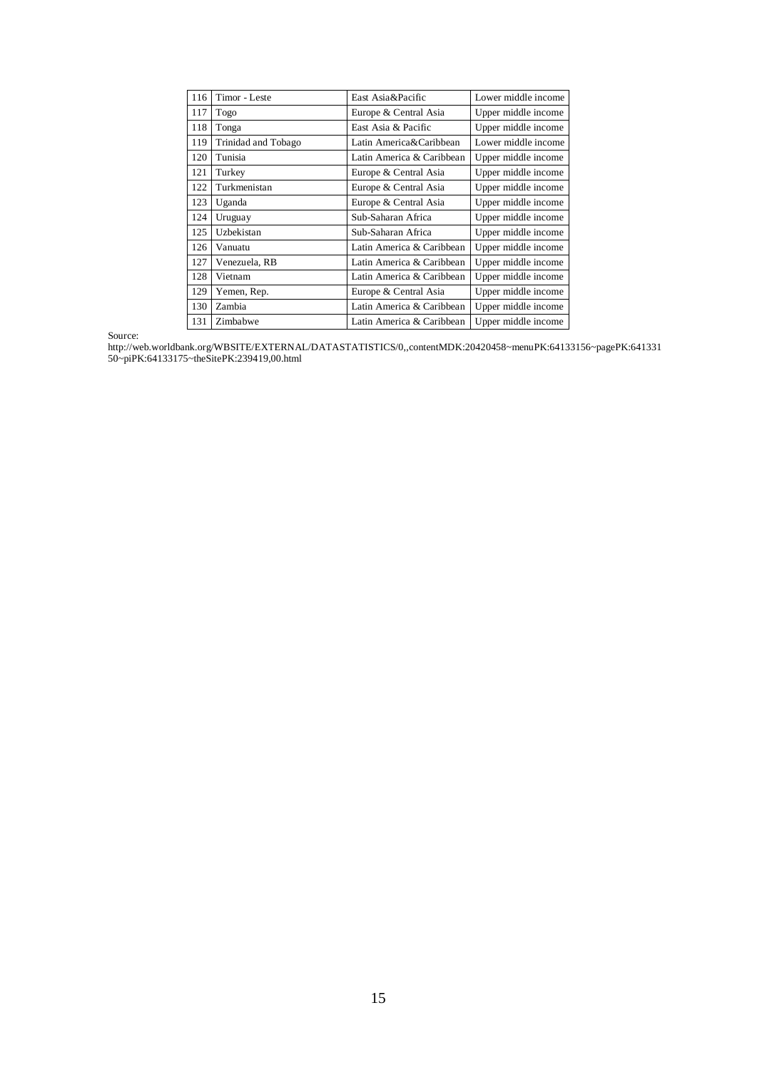| | | | |
|---|---|---|---|
| 116 | Timor - Leste | East Asia&Pacific | Lower middle income |
| 117 | Togo | Europe & Central Asia | Upper middle income |
| 118 | Tonga | East Asia & Pacific | Upper middle income |
| 119 | Trinidad and Tobago | Latin America&Caribbean | Lower middle income |
| 120 | Tunisia | Latin America & Caribbean | Upper middle income |
| 121 | Turkey | Europe & Central Asia | Upper middle income |
| 122 | Turkmenistan | Europe & Central Asia | Upper middle income |
| 123 | Uganda | Europe & Central Asia | Upper middle income |
| 124 | Uruguay | Sub-Saharan Africa | Upper middle income |
| 125 | Uzbekistan | Sub-Saharan Africa | Upper middle income |
| 126 | Vanuatu | Latin America & Caribbean | Upper middle income |
| 127 | Venezuela, RB | Latin America & Caribbean | Upper middle income |
| 128 | Vietnam | Latin America & Caribbean | Upper middle income |
| 129 | Yemen, Rep. | Europe & Central Asia | Upper middle income |
| 130 | Zambia | Latin America & Caribbean | Upper middle income |
| 131 | Zimbabwe | Latin America & Caribbean | Upper middle income |

Source:
http://web.worldbank.org/WBSITE/EXTERNAL/DATASTATISTICS/0,,contentMDK:20420458~menuPK:64133156~pagePK:64133150~piPK:64133175~theSitePK:239419,00.html